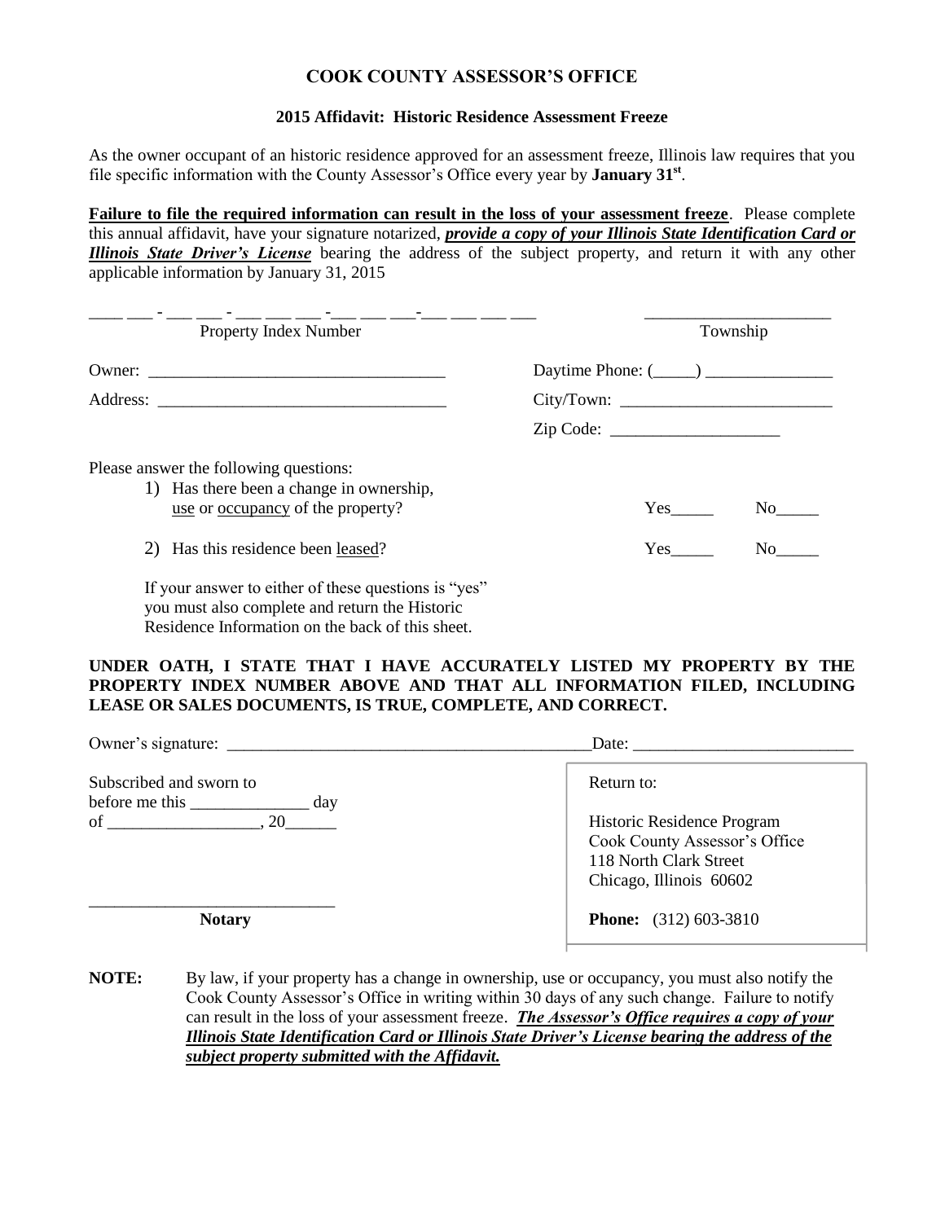# COOK COUNTY ASSESSOR'S OFFICE

## 2015 Affidavit: Historic Residence Assessment Freeze

As the owner occupant of an historic residence approved for an assessment freeze, Illinois law requires that you file specific information with the County Assessor's Office every year by **January 31st**.

**Failure to file the required information can result in the loss of your assessment freeze**. Please complete this annual affidavit, have your signature notarized, ***provide a copy of your Illinois State Identification Card or Illinois State Driver's License*** bearing the address of the subject property, and return it with any other applicable information by January 31, 2015

____ ___ - ___ ___ - ___ ___ ___ -___ ___ ___-___ ___ ___ ___
Property Index Number

______________________
Township

Owner: ___________________________________

Daytime Phone: (_____) _______________

Address: _________________________________

City/Town: _________________________

Zip Code: ____________________

Please answer the following questions:

1) Has there been a change in ownership, use or occupancy of the property? Yes_____ No_____

2) Has this residence been leased? Yes_____ No_____

If your answer to either of these questions is "yes" you must also complete and return the Historic Residence Information on the back of this sheet.

**UNDER OATH, I STATE THAT I HAVE ACCURATELY LISTED MY PROPERTY BY THE PROPERTY INDEX NUMBER ABOVE AND THAT ALL INFORMATION FILED, INCLUDING LEASE OR SALES DOCUMENTS, IS TRUE, COMPLETE, AND CORRECT.**

Owner's signature: ___________________________________________ Date: _________________________

Subscribed and sworn to before me this ______________ day of __________________, 20______

_____________________________
**Notary**

Return to:

Historic Residence Program
Cook County Assessor's Office
118 North Clark Street
Chicago, Illinois 60602

**Phone:** (312) 603-3810

**NOTE:** By law, if your property has a change in ownership, use or occupancy, you must also notify the Cook County Assessor's Office in writing within 30 days of any such change. Failure to notify can result in the loss of your assessment freeze. ***The Assessor's Office requires a copy of your Illinois State Identification Card or Illinois State Driver's License bearing the address of the subject property submitted with the Affidavit.***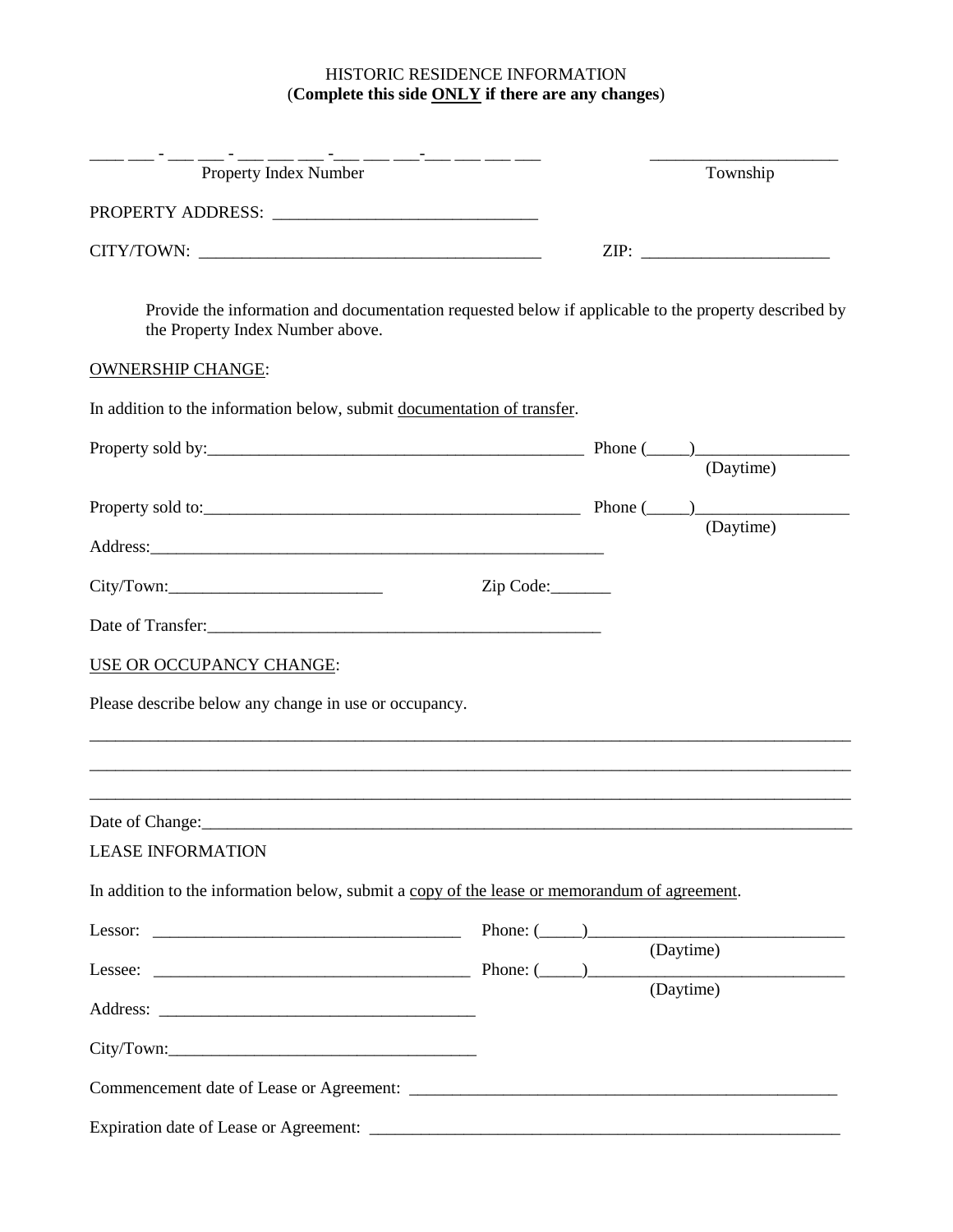HISTORIC RESIDENCE INFORMATION
(**Complete this side ONLY if there are any changes**)

____ ___ - ___ ___ - ___ ___ ___ -___ ___ ___-___ ___ ___ ___
Property Index Number

______________________
Township

PROPERTY ADDRESS: ______________________________

CITY/TOWN: _______________________________________ ZIP: _____________________

Provide the information and documentation requested below if applicable to the property described by the Property Index Number above.

OWNERSHIP CHANGE:

In addition to the information below, submit documentation of transfer.

Property sold by:____________________________________________ Phone (_____)__________________
(Daytime)

Property sold to:____________________________________________ Phone (_____)__________________
(Daytime)

Address:_______________________________________________________

City/Town:_________________________ Zip Code:_______

Date of Transfer:_______________________________________________

USE OR OCCUPANCY CHANGE:

Please describe below any change in use or occupancy.

_____________________________________________________________________________________________

_____________________________________________________________________________________________

_____________________________________________________________________________________________

Date of Change:_______________________________________________________________________________

LEASE INFORMATION

In addition to the information below, submit a copy of the lease or memorandum of agreement.

Lessor: ____________________________________ Phone: (_____)______________________________
(Daytime)

Lessee: _____________________________________ Phone: (_____)______________________________
(Daytime)

Address: _____________________________________

City/Town:____________________________________

Commencement date of Lease or Agreement: ____________________________________________________

Expiration date of Lease or Agreement: ________________________________________________________